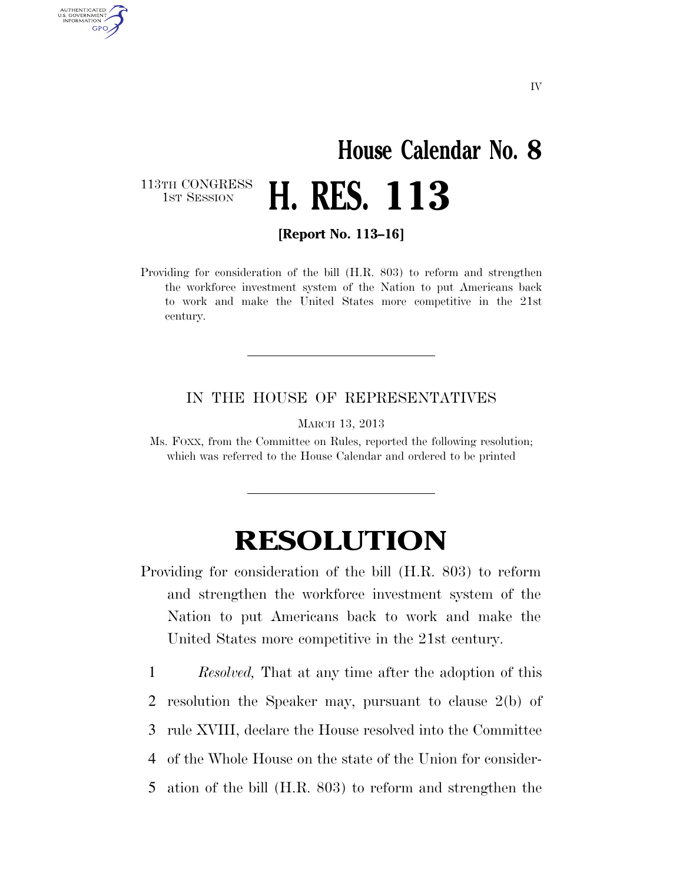IV

# House Calendar No. 8

113TH CONGRESS
1ST SESSION

# H. RES. 113

**[Report No. 113–16]**

Providing for consideration of the bill (H.R. 803) to reform and strengthen the workforce investment system of the Nation to put Americans back to work and make the United States more competitive in the 21st century.

---

IN THE HOUSE OF REPRESENTATIVES

MARCH 13, 2013

Ms. FOXX, from the Committee on Rules, reported the following resolution; which was referred to the House Calendar and ordered to be printed

---

# RESOLUTION

Providing for consideration of the bill (H.R. 803) to reform and strengthen the workforce investment system of the Nation to put Americans back to work and make the United States more competitive in the 21st century.

1 *Resolved,* That at any time after the adoption of this
2 resolution the Speaker may, pursuant to clause 2(b) of
3 rule XVIII, declare the House resolved into the Committee
4 of the Whole House on the state of the Union for consider-
5 ation of the bill (H.R. 803) to reform and strengthen the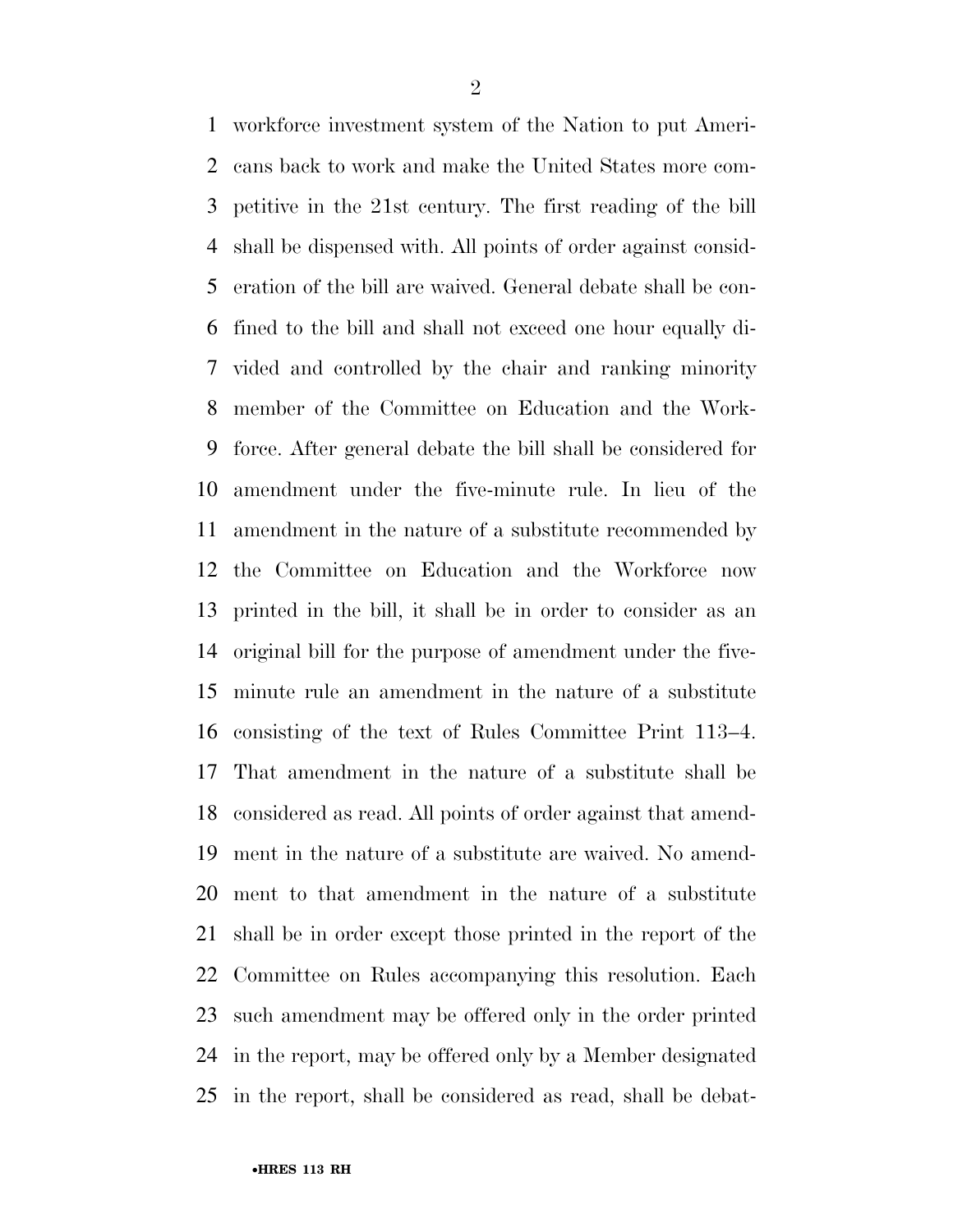workforce investment system of the Nation to put Americans back to work and make the United States more competitive in the 21st century. The first reading of the bill shall be dispensed with. All points of order against consideration of the bill are waived. General debate shall be confined to the bill and shall not exceed one hour equally divided and controlled by the chair and ranking minority member of the Committee on Education and the Workforce. After general debate the bill shall be considered for amendment under the five-minute rule. In lieu of the amendment in the nature of a substitute recommended by the Committee on Education and the Workforce now printed in the bill, it shall be in order to consider as an original bill for the purpose of amendment under the five-minute rule an amendment in the nature of a substitute consisting of the text of Rules Committee Print 113–4. That amendment in the nature of a substitute shall be considered as read. All points of order against that amendment in the nature of a substitute are waived. No amendment to that amendment in the nature of a substitute shall be in order except those printed in the report of the Committee on Rules accompanying this resolution. Each such amendment may be offered only in the order printed in the report, may be offered only by a Member designated in the report, shall be considered as read, shall be debat-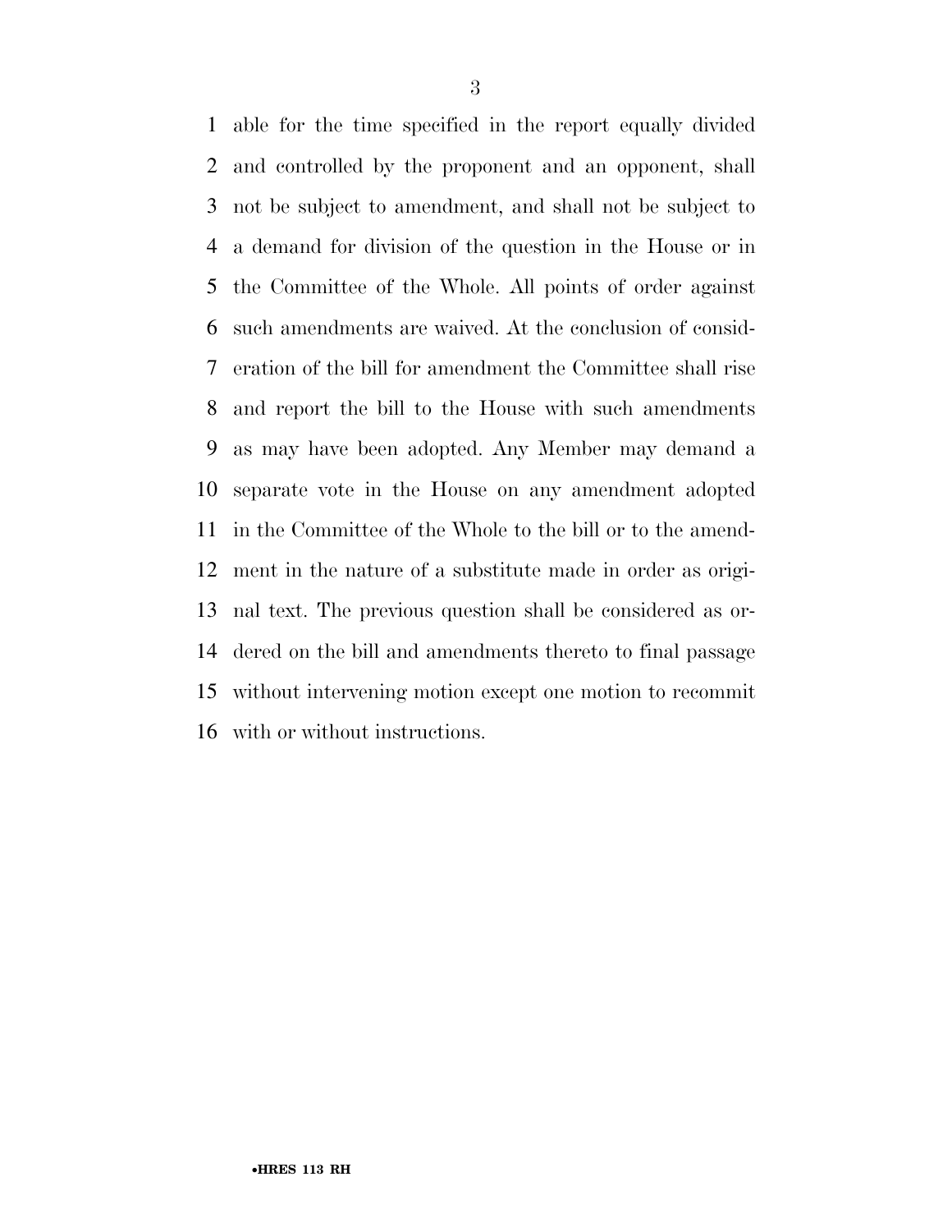able for the time specified in the report equally divided and controlled by the proponent and an opponent, shall not be subject to amendment, and shall not be subject to a demand for division of the question in the House or in the Committee of the Whole. All points of order against such amendments are waived. At the conclusion of consideration of the bill for amendment the Committee shall rise and report the bill to the House with such amendments as may have been adopted. Any Member may demand a separate vote in the House on any amendment adopted in the Committee of the Whole to the bill or to the amendment in the nature of a substitute made in order as original text. The previous question shall be considered as ordered on the bill and amendments thereto to final passage without intervening motion except one motion to recommit with or without instructions.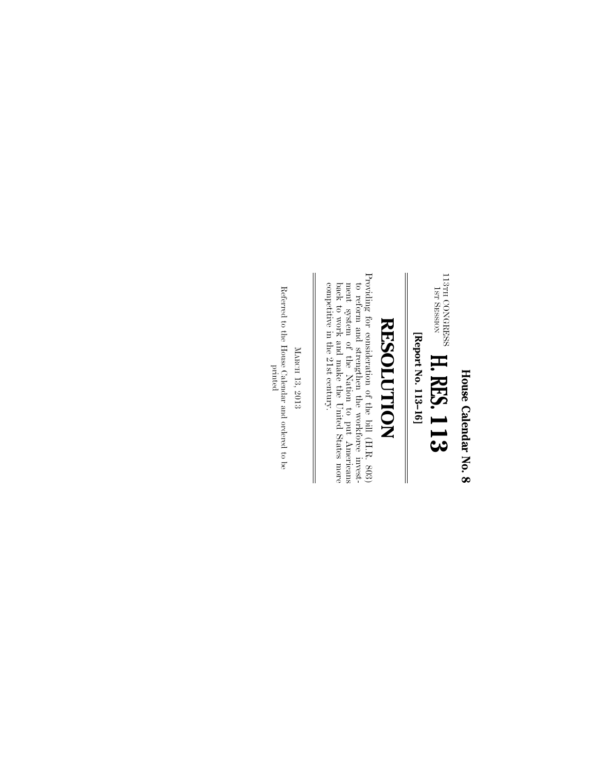House Calendar No. 8

113TH CONGRESS
1ST SESSION

# H. RES. 113

**[Report No. 113–16]**

# RESOLUTION

Providing for consideration of the bill (H.R. 803) to reform and strengthen the workforce investment system of the Nation to put Americans back to work and make the United States more competitive in the 21st century.

MARCH 13, 2013

Referred to the House Calendar and ordered to be printed